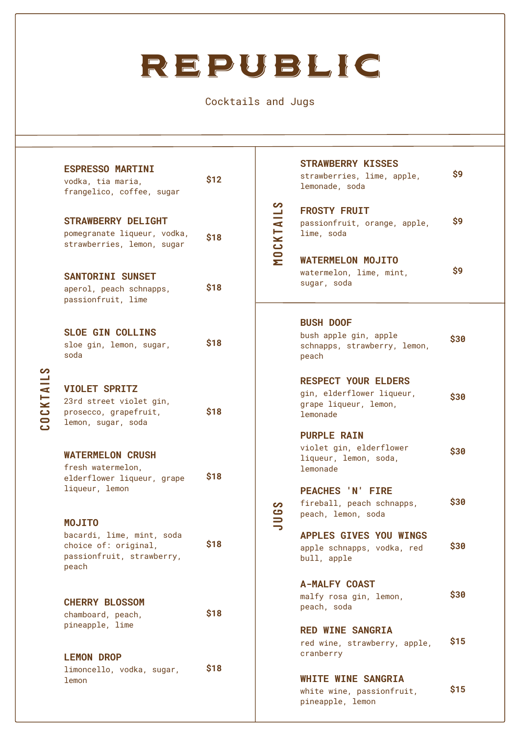# REPUBLIC

Cocktails and Jugs

## COCKTAILS

**ESPRESSO MARTINI** — $12
vodka, tia maria, frangelico, coffee, sugar

**STRAWBERRY DELIGHT** — $18
pomegranate liqueur, vodka, strawberries, lemon, sugar

**SANTORINI SUNSET** — $18
aperol, peach schnapps, passionfruit, lime

**SLOE GIN COLLINS** — $18
sloe gin, lemon, sugar, soda

**VIOLET SPRITZ** — $18
23rd street violet gin, prosecco, grapefruit, lemon, sugar, soda

**WATERMELON CRUSH** — $18
fresh watermelon, elderflower liqueur, grape liqueur, lemon

**MOJITO** — $18
bacardi, lime, mint, soda
choice of: original, passionfruit, strawberry, peach

**CHERRY BLOSSOM** — $18
chamboard, peach, pineapple, lime

**LEMON DROP** — $18
limoncello, vodka, sugar, lemon

## MOCKTAILS

**STRAWBERRY KISSES** — $9
strawberries, lime, apple, lemonade, soda

**FROSTY FRUIT** — $9
passionfruit, orange, apple, lime, soda

**WATERMELON MOJITO** — $9
watermelon, lime, mint, sugar, soda

## JUGS

**BUSH DOOF** — $30
bush apple gin, apple schnapps, strawberry, lemon, peach

**RESPECT YOUR ELDERS** — $30
gin, elderflower liqueur, grape liqueur, lemon, lemonade

**PURPLE RAIN** — $30
violet gin, elderflower liqueur, lemon, soda, lemonade

**PEACHES 'N' FIRE** — $30
fireball, peach schnapps, peach, lemon, soda

**APPLES GIVES YOU WINGS** — $30
apple schnapps, vodka, red bull, apple

**A-MALFY COAST** — $30
malfy rosa gin, lemon, peach, soda

**RED WINE SANGRIA** — $15
red wine, strawberry, apple, cranberry

**WHITE WINE SANGRIA** — $15
white wine, passionfruit, pineapple, lemon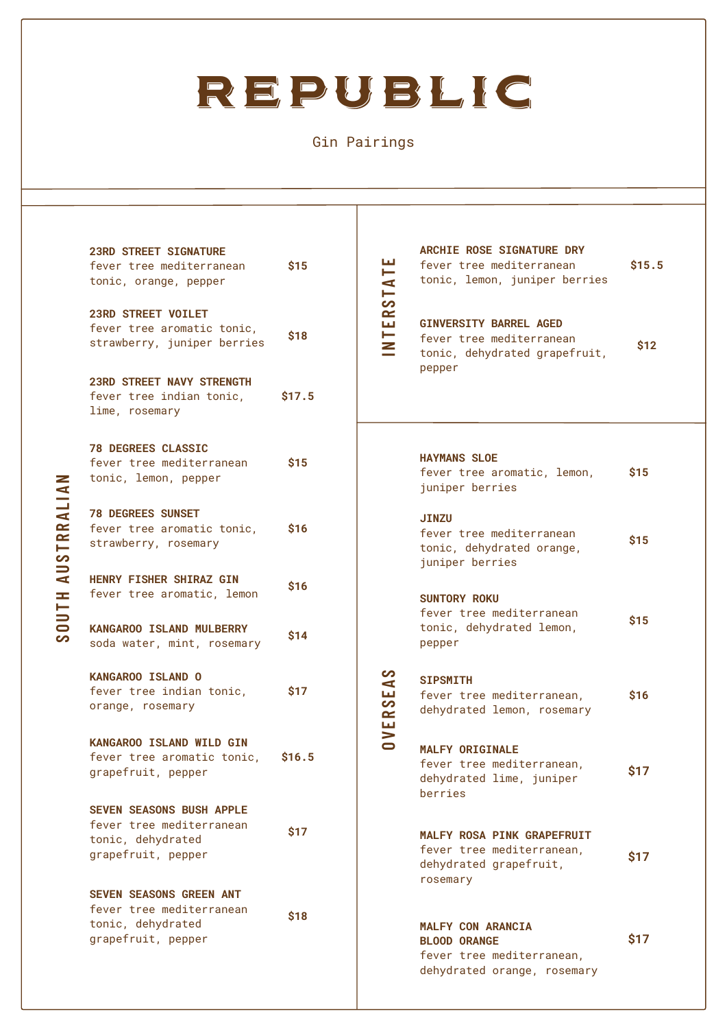# REPUBLIC

Gin Pairings

## SOUTH AUSTRRALIAN

**23RD STREET SIGNATURE** — $15
fever tree mediterranean tonic, orange, pepper

**23RD STREET VOILET** — $18
fever tree aromatic tonic, strawberry, juniper berries

**23RD STREET NAVY STRENGTH** — $17.5
fever tree indian tonic, lime, rosemary

**78 DEGREES CLASSIC** — $15
fever tree mediterranean tonic, lemon, pepper

**78 DEGREES SUNSET** — $16
fever tree aromatic tonic, strawberry, rosemary

**HENRY FISHER SHIRAZ GIN** — $16
fever tree aromatic, lemon

**KANGAROO ISLAND MULBERRY** — $14
soda water, mint, rosemary

**KANGAROO ISLAND O** — $17
fever tree indian tonic, orange, rosemary

**KANGAROO ISLAND WILD GIN** — $16.5
fever tree aromatic tonic, grapefruit, pepper

**SEVEN SEASONS BUSH APPLE** — $17
fever tree mediterranean tonic, dehydrated grapefruit, pepper

**SEVEN SEASONS GREEN ANT** — $18
fever tree mediterranean tonic, dehydrated grapefruit, pepper

## INTERSTATE

**ARCHIE ROSE SIGNATURE DRY** — $15.5
fever tree mediterranean tonic, lemon, juniper berries

**GINVERSITY BARREL AGED** — $12
fever tree mediterranean tonic, dehydrated grapefruit, pepper

## OVERSEAS

**HAYMANS SLOE** — $15
fever tree aromatic, lemon, juniper berries

**JINZU** — $15
fever tree mediterranean tonic, dehydrated orange, juniper berries

**SUNTORY ROKU** — $15
fever tree mediterranean tonic, dehydrated lemon, pepper

**SIPSMITH** — $16
fever tree mediterranean, dehydrated lemon, rosemary

**MALFY ORIGINALE** — $17
fever tree mediterranean, dehydrated lime, juniper berries

**MALFY ROSA PINK GRAPEFRUIT** — $17
fever tree mediterranean, dehydrated grapefruit, rosemary

**MALFY CON ARANCIA BLOOD ORANGE** — $17
fever tree mediterranean, dehydrated orange, rosemary